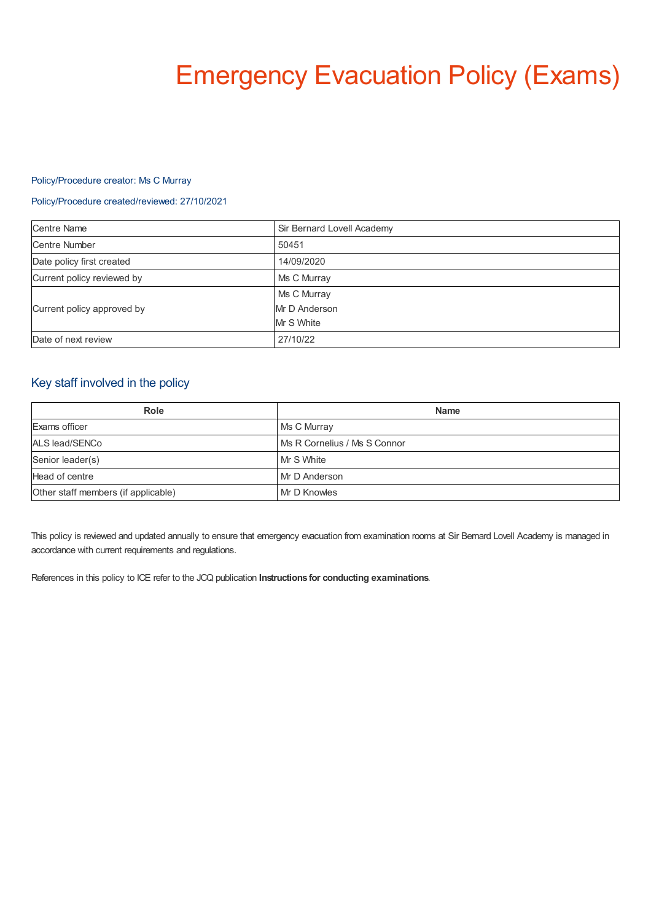# Emergency Evacuation Policy (Exams)

Policy/Procedure creator: Ms C Murray

Policy/Procedure created/reviewed: 27/10/2021

| | |
|---|---|
| Centre Name | Sir Bernard Lovell Academy |
| Centre Number | 50451 |
| Date policy first created | 14/09/2020 |
| Current policy reviewed by | Ms C Murray |
| Current policy approved by | Ms C Murray<br>Mr D Anderson<br>Mr S White |
| Date of next review | 27/10/22 |

## Key staff involved in the policy

| Role | Name |
|---|---|
| Exams officer | Ms C Murray |
| ALS lead/SENCo | Ms R Cornelius / Ms S Connor |
| Senior leader(s) | Mr S White |
| Head of centre | Mr D Anderson |
| Other staff members (if applicable) | Mr D Knowles |

This policy is reviewed and updated annually to ensure that emergency evacuation from examination rooms at Sir Bernard Lovell Academy is managed in accordance with current requirements and regulations.

References in this policy to ICE refer to the JCQ publication **Instructions for conducting examinations**.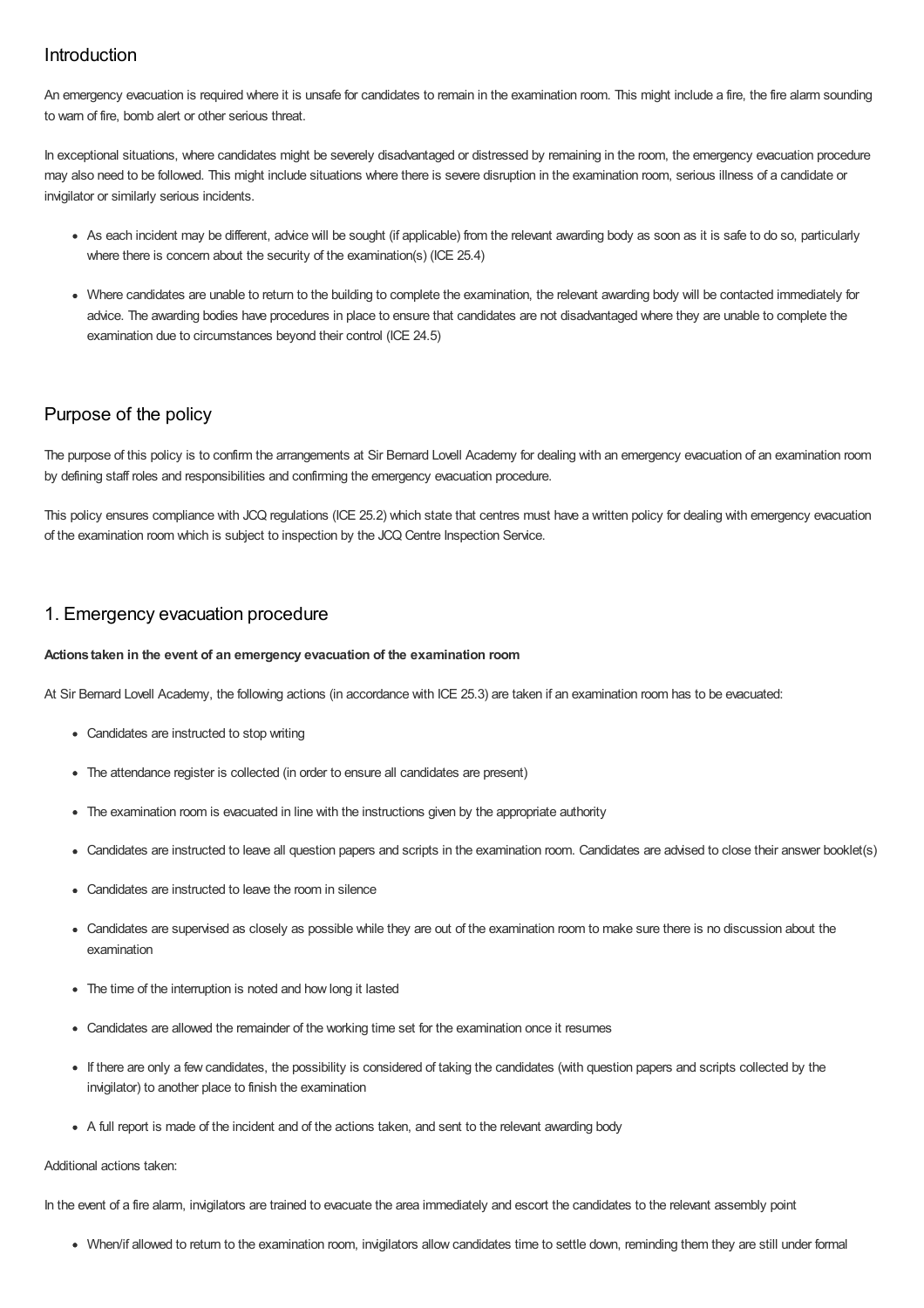## Introduction

An emergency evacuation is required where it is unsafe for candidates to remain in the examination room. This might include a fire, the fire alarm sounding to warn of fire, bomb alert or other serious threat.

In exceptional situations, where candidates might be severely disadvantaged or distressed by remaining in the room, the emergency evacuation procedure may also need to be followed. This might include situations where there is severe disruption in the examination room, serious illness of a candidate or invigilator or similarly serious incidents.

- As each incident may be different, advice will be sought (if applicable) from the relevant awarding body as soon as it is safe to do so, particularly where there is concern about the security of the examination(s) (ICE 25.4)
- Where candidates are unable to return to the building to complete the examination, the relevant awarding body will be contacted immediately for advice. The awarding bodies have procedures in place to ensure that candidates are not disadvantaged where they are unable to complete the examination due to circumstances beyond their control (ICE 24.5)

## Purpose of the policy

The purpose of this policy is to confirm the arrangements at Sir Bernard Lovell Academy for dealing with an emergency evacuation of an examination room by defining staff roles and responsibilities and confirming the emergency evacuation procedure.

This policy ensures compliance with JCQ regulations (ICE 25.2) which state that centres must have a written policy for dealing with emergency evacuation of the examination room which is subject to inspection by the JCQ Centre Inspection Service.

## 1. Emergency evacuation procedure

**Actions taken in the event of an emergency evacuation of the examination room**

At Sir Bernard Lovell Academy, the following actions (in accordance with ICE 25.3) are taken if an examination room has to be evacuated:

- Candidates are instructed to stop writing
- The attendance register is collected (in order to ensure all candidates are present)
- The examination room is evacuated in line with the instructions given by the appropriate authority
- Candidates are instructed to leave all question papers and scripts in the examination room. Candidates are advised to close their answer booklet(s)
- Candidates are instructed to leave the room in silence
- Candidates are supervised as closely as possible while they are out of the examination room to make sure there is no discussion about the examination
- The time of the interruption is noted and how long it lasted
- Candidates are allowed the remainder of the working time set for the examination once it resumes
- If there are only a few candidates, the possibility is considered of taking the candidates (with question papers and scripts collected by the invigilator) to another place to finish the examination
- A full report is made of the incident and of the actions taken, and sent to the relevant awarding body

Additional actions taken:

In the event of a fire alarm, invigilators are trained to evacuate the area immediately and escort the candidates to the relevant assembly point

- When/if allowed to return to the examination room, invigilators allow candidates time to settle down, reminding them they are still under formal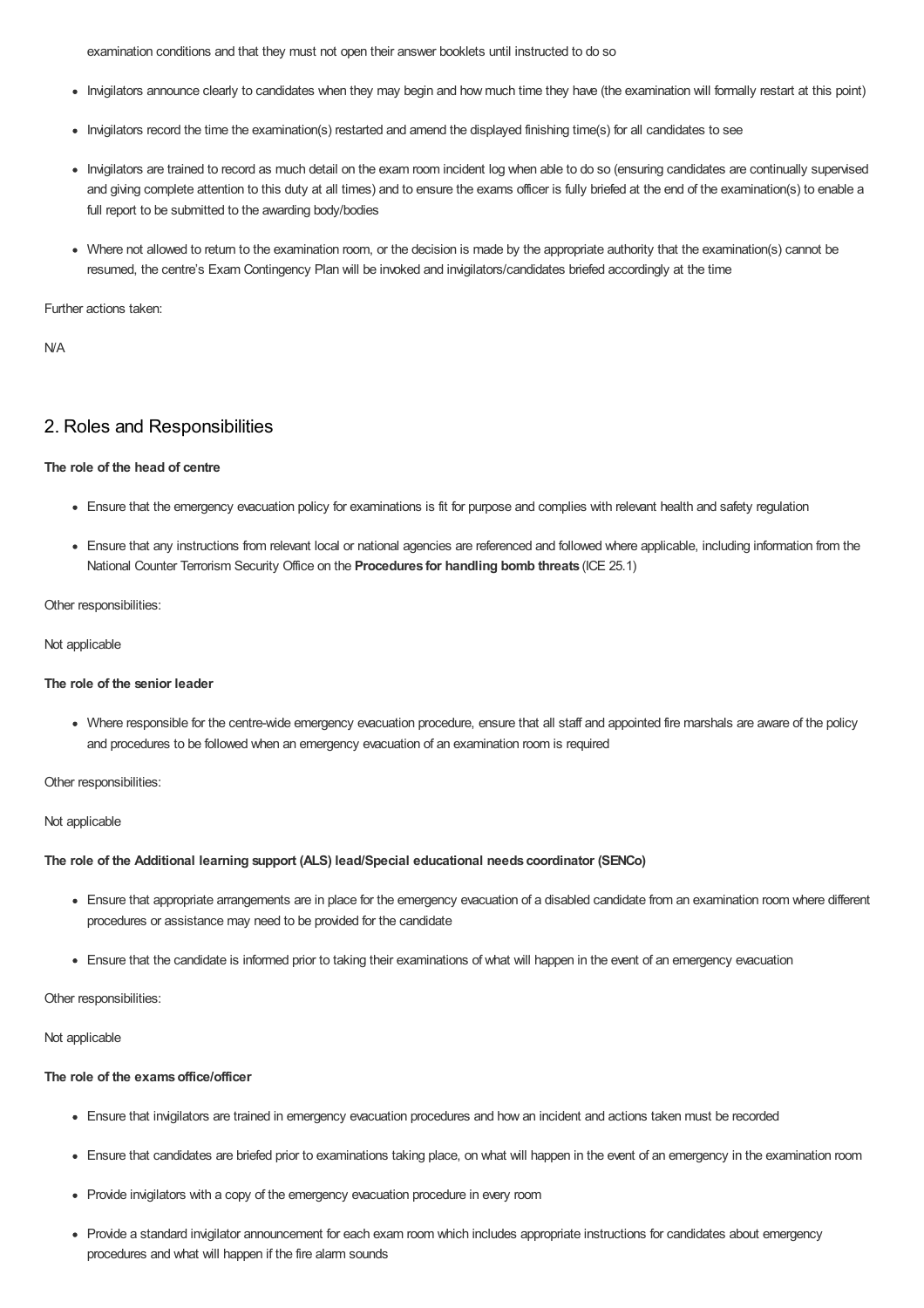examination conditions and that they must not open their answer booklets until instructed to do so

- Invigilators announce clearly to candidates when they may begin and how much time they have (the examination will formally restart at this point)
- Invigilators record the time the examination(s) restarted and amend the displayed finishing time(s) for all candidates to see
- Invigilators are trained to record as much detail on the exam room incident log when able to do so (ensuring candidates are continually supervised and giving complete attention to this duty at all times) and to ensure the exams officer is fully briefed at the end of the examination(s) to enable a full report to be submitted to the awarding body/bodies
- Where not allowed to return to the examination room, or the decision is made by the appropriate authority that the examination(s) cannot be resumed, the centre's Exam Contingency Plan will be invoked and invigilators/candidates briefed accordingly at the time

Further actions taken:

N/A

## 2. Roles and Responsibilities

**The role of the head of centre**

- Ensure that the emergency evacuation policy for examinations is fit for purpose and complies with relevant health and safety regulation
- Ensure that any instructions from relevant local or national agencies are referenced and followed where applicable, including information from the National Counter Terrorism Security Office on the **Procedures for handling bomb threats** (ICE 25.1)

Other responsibilities:

Not applicable

**The role of the senior leader**

- Where responsible for the centre-wide emergency evacuation procedure, ensure that all staff and appointed fire marshals are aware of the policy and procedures to be followed when an emergency evacuation of an examination room is required

Other responsibilities:

Not applicable

**The role of the Additional learning support (ALS) lead/Special educational needs coordinator (SENCo)**

- Ensure that appropriate arrangements are in place for the emergency evacuation of a disabled candidate from an examination room where different procedures or assistance may need to be provided for the candidate
- Ensure that the candidate is informed prior to taking their examinations of what will happen in the event of an emergency evacuation

Other responsibilities:

Not applicable

**The role of the exams office/officer**

- Ensure that invigilators are trained in emergency evacuation procedures and how an incident and actions taken must be recorded
- Ensure that candidates are briefed prior to examinations taking place, on what will happen in the event of an emergency in the examination room
- Provide invigilators with a copy of the emergency evacuation procedure in every room
- Provide a standard invigilator announcement for each exam room which includes appropriate instructions for candidates about emergency procedures and what will happen if the fire alarm sounds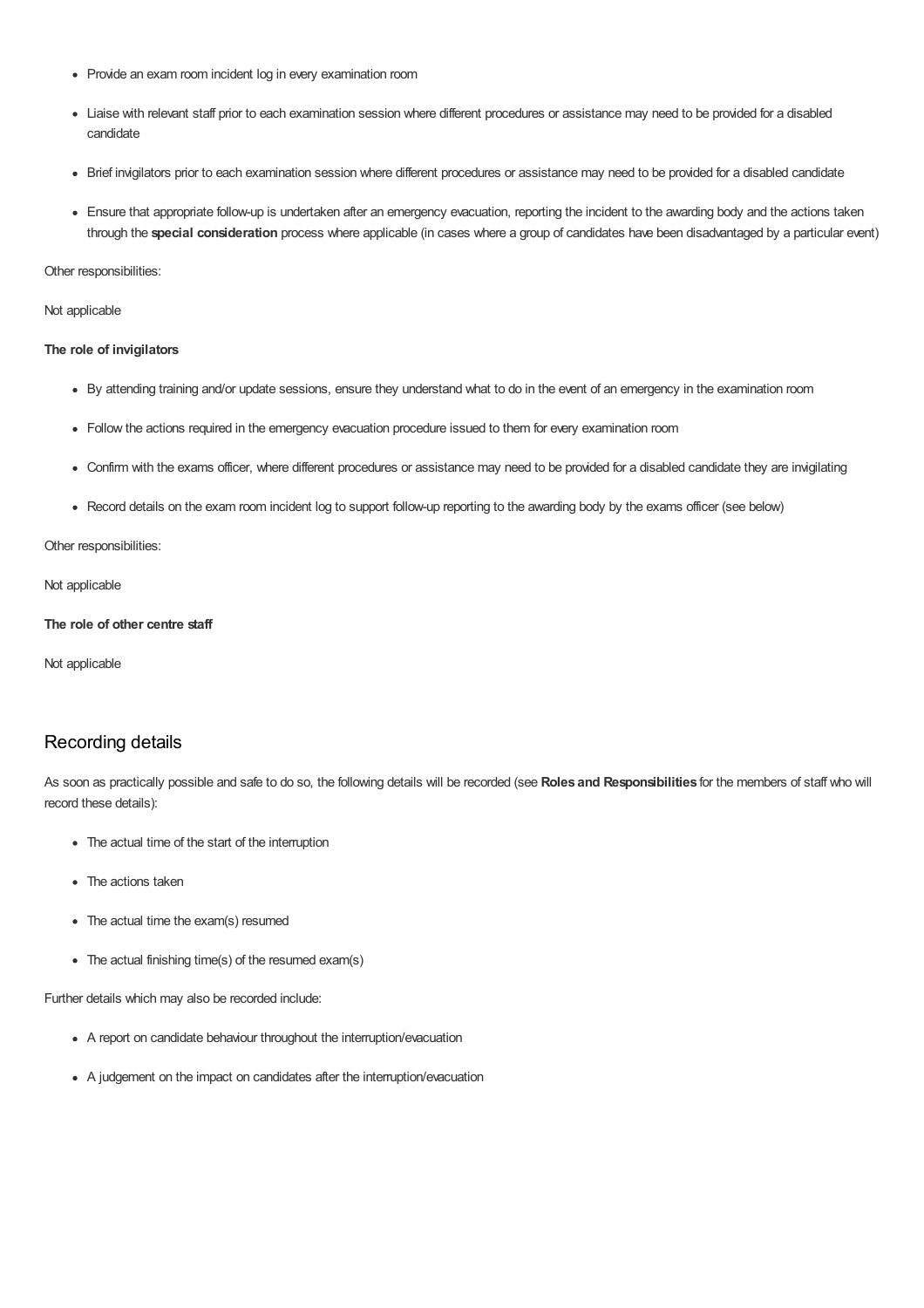- Provide an exam room incident log in every examination room
- Liaise with relevant staff prior to each examination session where different procedures or assistance may need to be provided for a disabled candidate
- Brief invigilators prior to each examination session where different procedures or assistance may need to be provided for a disabled candidate
- Ensure that appropriate follow-up is undertaken after an emergency evacuation, reporting the incident to the awarding body and the actions taken through the **special consideration** process where applicable (in cases where a group of candidates have been disadvantaged by a particular event)

Other responsibilities:

Not applicable

**The role of invigilators**

- By attending training and/or update sessions, ensure they understand what to do in the event of an emergency in the examination room
- Follow the actions required in the emergency evacuation procedure issued to them for every examination room
- Confirm with the exams officer, where different procedures or assistance may need to be provided for a disabled candidate they are invigilating
- Record details on the exam room incident log to support follow-up reporting to the awarding body by the exams officer (see below)

Other responsibilities:

Not applicable

**The role of other centre staff**

Not applicable

## Recording details

As soon as practically possible and safe to do so, the following details will be recorded (see **Roles and Responsibilities** for the members of staff who will record these details):

- The actual time of the start of the interruption
- The actions taken
- The actual time the exam(s) resumed
- The actual finishing time(s) of the resumed exam(s)

Further details which may also be recorded include:

- A report on candidate behaviour throughout the interruption/evacuation
- A judgement on the impact on candidates after the interruption/evacuation